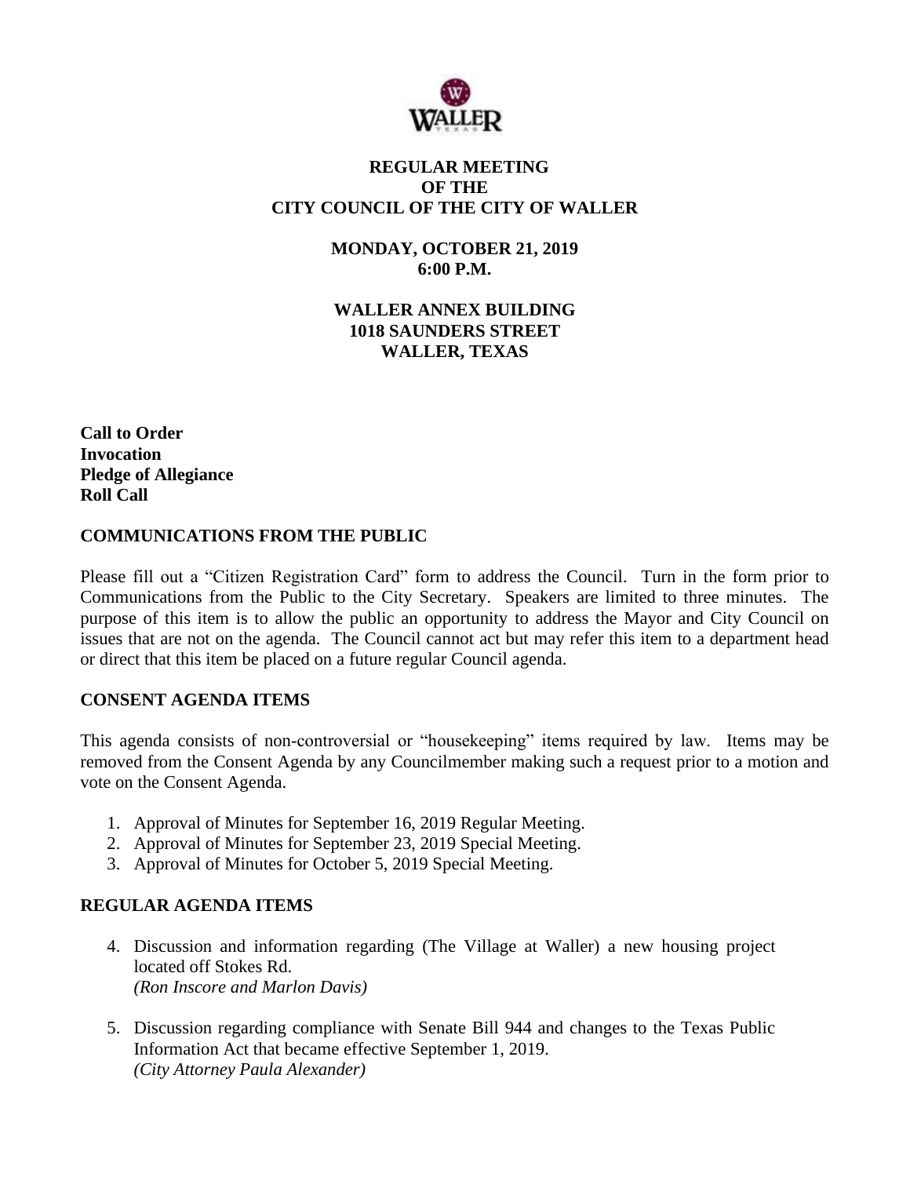# REGULAR MEETING
# OF THE
# CITY COUNCIL OF THE CITY OF WALLER

**MONDAY, OCTOBER 21, 2019**
**6:00 P.M.**

**WALLER ANNEX BUILDING**
**1018 SAUNDERS STREET**
**WALLER, TEXAS**

**Call to Order**
**Invocation**
**Pledge of Allegiance**
**Roll Call**

## COMMUNICATIONS FROM THE PUBLIC

Please fill out a "Citizen Registration Card" form to address the Council. Turn in the form prior to Communications from the Public to the City Secretary. Speakers are limited to three minutes. The purpose of this item is to allow the public an opportunity to address the Mayor and City Council on issues that are not on the agenda. The Council cannot act but may refer this item to a department head or direct that this item be placed on a future regular Council agenda.

## CONSENT AGENDA ITEMS

This agenda consists of non-controversial or "housekeeping" items required by law. Items may be removed from the Consent Agenda by any Councilmember making such a request prior to a motion and vote on the Consent Agenda.

1. Approval of Minutes for September 16, 2019 Regular Meeting.
2. Approval of Minutes for September 23, 2019 Special Meeting.
3. Approval of Minutes for October 5, 2019 Special Meeting.

## REGULAR AGENDA ITEMS

4. Discussion and information regarding (The Village at Waller) a new housing project located off Stokes Rd.
   *(Ron Inscore and Marlon Davis)*

5. Discussion regarding compliance with Senate Bill 944 and changes to the Texas Public Information Act that became effective September 1, 2019.
   *(City Attorney Paula Alexander)*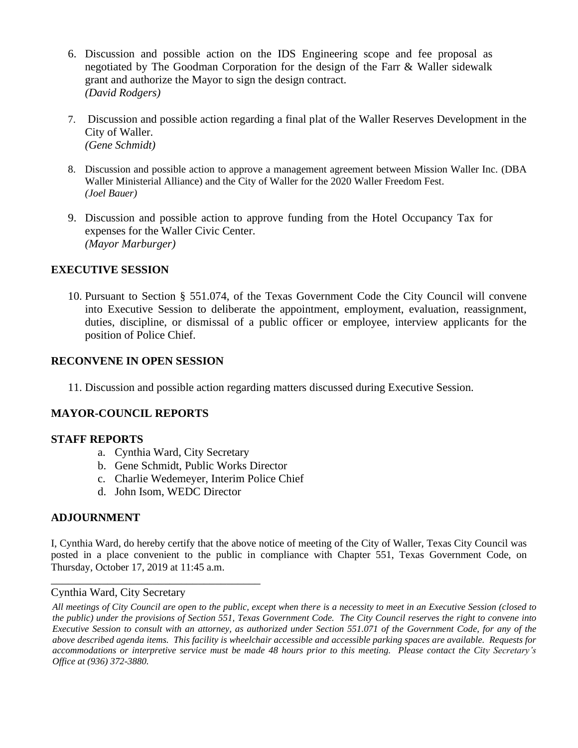6. Discussion and possible action on the IDS Engineering scope and fee proposal as negotiated by The Goodman Corporation for the design of the Farr & Waller sidewalk grant and authorize the Mayor to sign the design contract.
   *(David Rodgers)*

7. Discussion and possible action regarding a final plat of the Waller Reserves Development in the City of Waller.
   *(Gene Schmidt)*

8. Discussion and possible action to approve a management agreement between Mission Waller Inc. (DBA Waller Ministerial Alliance) and the City of Waller for the 2020 Waller Freedom Fest.
   *(Joel Bauer)*

9. Discussion and possible action to approve funding from the Hotel Occupancy Tax for expenses for the Waller Civic Center.
   *(Mayor Marburger)*

**EXECUTIVE SESSION**

10. Pursuant to Section § 551.074, of the Texas Government Code the City Council will convene into Executive Session to deliberate the appointment, employment, evaluation, reassignment, duties, discipline, or dismissal of a public officer or employee, interview applicants for the position of Police Chief.

**RECONVENE IN OPEN SESSION**

11. Discussion and possible action regarding matters discussed during Executive Session.

**MAYOR-COUNCIL REPORTS**

**STAFF REPORTS**

a. Cynthia Ward, City Secretary
b. Gene Schmidt, Public Works Director
c. Charlie Wedemeyer, Interim Police Chief
d. John Isom, WEDC Director

**ADJOURNMENT**

I, Cynthia Ward, do hereby certify that the above notice of meeting of the City of Waller, Texas City Council was posted in a place convenient to the public in compliance with Chapter 551, Texas Government Code, on Thursday, October 17, 2019 at 11:45 a.m.

________________________________________

Cynthia Ward, City Secretary

*All meetings of City Council are open to the public, except when there is a necessity to meet in an Executive Session (closed to the public) under the provisions of Section 551, Texas Government Code. The City Council reserves the right to convene into Executive Session to consult with an attorney, as authorized under Section 551.071 of the Government Code, for any of the above described agenda items. This facility is wheelchair accessible and accessible parking spaces are available. Requests for accommodations or interpretive service must be made 48 hours prior to this meeting. Please contact the City Secretary's Office at (936) 372-3880.*